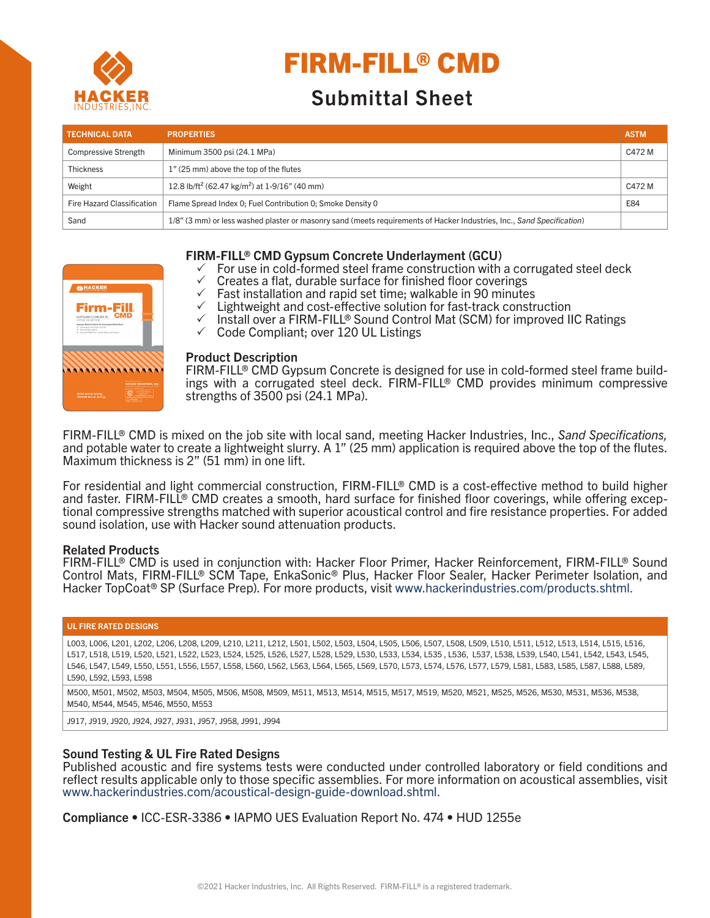# FIRM-FILL® CMD

## Submittal Sheet

| TECHNICAL DATA | PROPERTIES | ASTM |
|---|---|---|
| Compressive Strength | Minimum 3500 psi (24.1 MPa) | C472 M |
| Thickness | 1" (25 mm) above the top of the flutes | |
| Weight | 12.8 lb/ft$^2$ (62.47 kg/m$^2$) at 1-9/16" (40 mm) | C472 M |
| Fire Hazard Classification | Flame Spread Index 0; Fuel Contribution 0; Smoke Density 0 | E84 |
| Sand | 1/8" (3 mm) or less washed plaster or masonry sand (meets requirements of Hacker Industries, Inc., *Sand Specification*) | |

### FIRM-FILL® CMD Gypsum Concrete Underlayment (GCU)

- ✓ For use in cold-formed steel frame construction with a corrugated steel deck
- ✓ Creates a flat, durable surface for finished floor coverings
- ✓ Fast installation and rapid set time; walkable in 90 minutes
- ✓ Lightweight and cost-effective solution for fast-track construction
- ✓ Install over a FIRM-FILL® Sound Control Mat (SCM) for improved IIC Ratings
- ✓ Code Compliant; over 120 UL Listings

### Product Description

FIRM-FILL® CMD Gypsum Concrete is designed for use in cold-formed steel frame buildings with a corrugated steel deck. FIRM-FILL® CMD provides minimum compressive strengths of 3500 psi (24.1 MPa).

FIRM-FILL® CMD is mixed on the job site with local sand, meeting Hacker Industries, Inc., *Sand Specifications,* and potable water to create a lightweight slurry. A 1" (25 mm) application is required above the top of the flutes. Maximum thickness is 2" (51 mm) in one lift.

For residential and light commercial construction, FIRM-FILL® CMD is a cost-effective method to build higher and faster. FIRM-FILL® CMD creates a smooth, hard surface for finished floor coverings, while offering exceptional compressive strengths matched with superior acoustical control and fire resistance properties. For added sound isolation, use with Hacker sound attenuation products.

### Related Products

FIRM-FILL® CMD is used in conjunction with: Hacker Floor Primer, Hacker Reinforcement, FIRM-FILL® Sound Control Mats, FIRM-FILL® SCM Tape, EnkaSonic® Plus, Hacker Floor Sealer, Hacker Perimeter Isolation, and Hacker TopCoat® SP (Surface Prep). For more products, visit www.hackerindustries.com/products.shtml.

| UL FIRE RATED DESIGNS |
|---|
| L003, L006, L201, L202, L206, L208, L209, L210, L211, L212, L501, L502, L503, L504, L505, L506, L507, L508, L509, L510, L511, L512, L513, L514, L515, L516, L517, L518, L519, L520, L521, L522, L523, L524, L525, L526, L527, L528, L529, L530, L533, L534, L535 , L536, L537, L538, L539, L540, L541, L542, L543, L545, L546, L547, L549, L550, L551, L556, L557, L558, L560, L562, L563, L564, L565, L569, L570, L573, L574, L576, L577, L579, L581, L583, L585, L587, L588, L589, L590, L592, L593, L598 |
| M500, M501, M502, M503, M504, M505, M506, M508, M509, M511, M513, M514, M515, M517, M519, M520, M521, M525, M526, M530, M531, M536, M538, M540, M544, M545, M546, M550, M553 |
| J917, J919, J920, J924, J927, J931, J957, J958, J991, J994 |

### Sound Testing & UL Fire Rated Designs

Published acoustic and fire systems tests were conducted under controlled laboratory or field conditions and reflect results applicable only to those specific assemblies. For more information on acoustical assemblies, visit www.hackerindustries.com/acoustical-design-guide-download.shtml.

**Compliance** • ICC-ESR-3386 • IAPMO UES Evaluation Report No. 474 • HUD 1255e

©2021 Hacker Industries, Inc. All Rights Reserved. FIRM-FILL® is a registered trademark.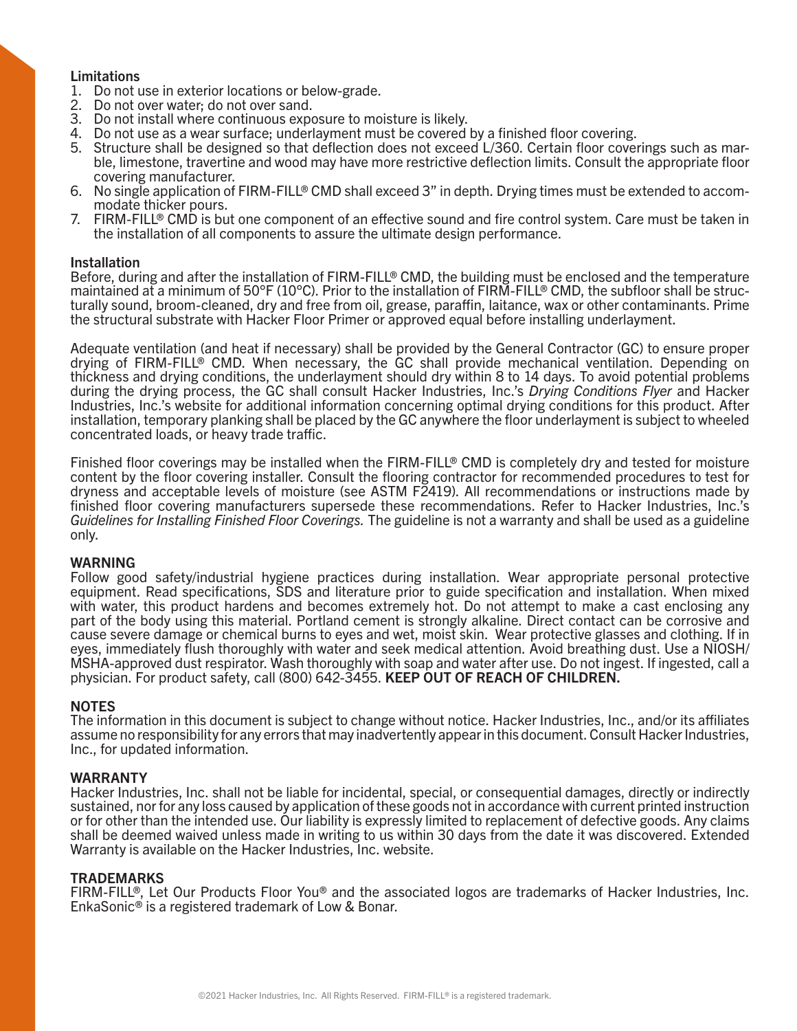### Limitations

1. Do not use in exterior locations or below-grade.
2. Do not over water; do not over sand.
3. Do not install where continuous exposure to moisture is likely.
4. Do not use as a wear surface; underlayment must be covered by a finished floor covering.
5. Structure shall be designed so that deflection does not exceed L/360. Certain floor coverings such as marble, limestone, travertine and wood may have more restrictive deflection limits. Consult the appropriate floor covering manufacturer.
6. No single application of FIRM-FILL® CMD shall exceed 3" in depth. Drying times must be extended to accommodate thicker pours.
7. FIRM-FILL® CMD is but one component of an effective sound and fire control system. Care must be taken in the installation of all components to assure the ultimate design performance.

### Installation

Before, during and after the installation of FIRM-FILL® CMD, the building must be enclosed and the temperature maintained at a minimum of 50°F (10°C). Prior to the installation of FIRM-FILL® CMD, the subfloor shall be structurally sound, broom-cleaned, dry and free from oil, grease, paraffin, laitance, wax or other contaminants. Prime the structural substrate with Hacker Floor Primer or approved equal before installing underlayment.

Adequate ventilation (and heat if necessary) shall be provided by the General Contractor (GC) to ensure proper drying of FIRM-FILL® CMD. When necessary, the GC shall provide mechanical ventilation. Depending on thickness and drying conditions, the underlayment should dry within 8 to 14 days. To avoid potential problems during the drying process, the GC shall consult Hacker Industries, Inc.'s *Drying Conditions Flyer* and Hacker Industries, Inc.'s website for additional information concerning optimal drying conditions for this product. After installation, temporary planking shall be placed by the GC anywhere the floor underlayment is subject to wheeled concentrated loads, or heavy trade traffic.

Finished floor coverings may be installed when the FIRM-FILL® CMD is completely dry and tested for moisture content by the floor covering installer. Consult the flooring contractor for recommended procedures to test for dryness and acceptable levels of moisture (see ASTM F2419). All recommendations or instructions made by finished floor covering manufacturers supersede these recommendations. Refer to Hacker Industries, Inc.'s *Guidelines for Installing Finished Floor Coverings.* The guideline is not a warranty and shall be used as a guideline only.

### WARNING

Follow good safety/industrial hygiene practices during installation. Wear appropriate personal protective equipment. Read specifications, SDS and literature prior to guide specification and installation. When mixed with water, this product hardens and becomes extremely hot. Do not attempt to make a cast enclosing any part of the body using this material. Portland cement is strongly alkaline. Direct contact can be corrosive and cause severe damage or chemical burns to eyes and wet, moist skin. Wear protective glasses and clothing. If in eyes, immediately flush thoroughly with water and seek medical attention. Avoid breathing dust. Use a NIOSH/MSHA-approved dust respirator. Wash thoroughly with soap and water after use. Do not ingest. If ingested, call a physician. For product safety, call (800) 642-3455. **KEEP OUT OF REACH OF CHILDREN.**

### NOTES

The information in this document is subject to change without notice. Hacker Industries, Inc., and/or its affiliates assume no responsibility for any errors that may inadvertently appear in this document. Consult Hacker Industries, Inc., for updated information.

### WARRANTY

Hacker Industries, Inc. shall not be liable for incidental, special, or consequential damages, directly or indirectly sustained, nor for any loss caused by application of these goods not in accordance with current printed instruction or for other than the intended use. Our liability is expressly limited to replacement of defective goods. Any claims shall be deemed waived unless made in writing to us within 30 days from the date it was discovered. Extended Warranty is available on the Hacker Industries, Inc. website.

### TRADEMARKS

FIRM-FILL®, Let Our Products Floor You® and the associated logos are trademarks of Hacker Industries, Inc. EnkaSonic® is a registered trademark of Low & Bonar.

©2021 Hacker Industries, Inc. All Rights Reserved. FIRM-FILL® is a registered trademark.